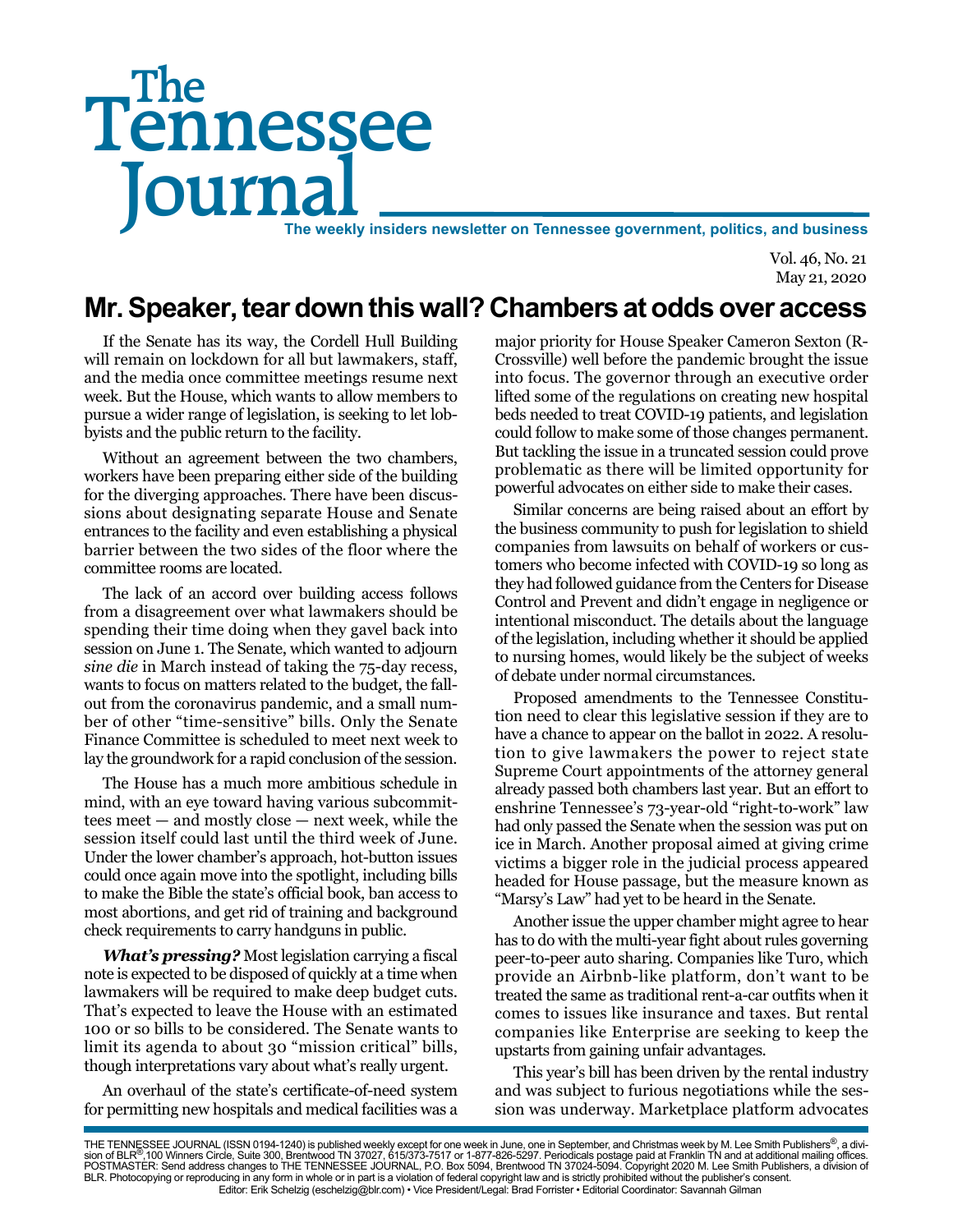# The Tennessee Journal

**The weekly insiders newsletter on Tennessee government, politics, and business**

Vol. 46, No. 21
May 21, 2020

## Mr. Speaker, tear down this wall? Chambers at odds over access

If the Senate has its way, the Cordell Hull Building will remain on lockdown for all but lawmakers, staff, and the media once committee meetings resume next week. But the House, which wants to allow members to pursue a wider range of legislation, is seeking to let lobbyists and the public return to the facility.

Without an agreement between the two chambers, workers have been preparing either side of the building for the diverging approaches. There have been discussions about designating separate House and Senate entrances to the facility and even establishing a physical barrier between the two sides of the floor where the committee rooms are located.

The lack of an accord over building access follows from a disagreement over what lawmakers should be spending their time doing when they gavel back into session on June 1. The Senate, which wanted to adjourn *sine die* in March instead of taking the 75-day recess, wants to focus on matters related to the budget, the fallout from the coronavirus pandemic, and a small number of other "time-sensitive" bills. Only the Senate Finance Committee is scheduled to meet next week to lay the groundwork for a rapid conclusion of the session.

The House has a much more ambitious schedule in mind, with an eye toward having various subcommittees meet — and mostly close — next week, while the session itself could last until the third week of June. Under the lower chamber's approach, hot-button issues could once again move into the spotlight, including bills to make the Bible the state's official book, ban access to most abortions, and get rid of training and background check requirements to carry handguns in public.

***What's pressing?*** Most legislation carrying a fiscal note is expected to be disposed of quickly at a time when lawmakers will be required to make deep budget cuts. That's expected to leave the House with an estimated 100 or so bills to be considered. The Senate wants to limit its agenda to about 30 "mission critical" bills, though interpretations vary about what's really urgent.

An overhaul of the state's certificate-of-need system for permitting new hospitals and medical facilities was a major priority for House Speaker Cameron Sexton (R-Crossville) well before the pandemic brought the issue into focus. The governor through an executive order lifted some of the regulations on creating new hospital beds needed to treat COVID-19 patients, and legislation could follow to make some of those changes permanent. But tackling the issue in a truncated session could prove problematic as there will be limited opportunity for powerful advocates on either side to make their cases.

Similar concerns are being raised about an effort by the business community to push for legislation to shield companies from lawsuits on behalf of workers or customers who become infected with COVID-19 so long as they had followed guidance from the Centers for Disease Control and Prevent and didn't engage in negligence or intentional misconduct. The details about the language of the legislation, including whether it should be applied to nursing homes, would likely be the subject of weeks of debate under normal circumstances.

Proposed amendments to the Tennessee Constitution need to clear this legislative session if they are to have a chance to appear on the ballot in 2022. A resolution to give lawmakers the power to reject state Supreme Court appointments of the attorney general already passed both chambers last year. But an effort to enshrine Tennessee's 73-year-old "right-to-work" law had only passed the Senate when the session was put on ice in March. Another proposal aimed at giving crime victims a bigger role in the judicial process appeared headed for House passage, but the measure known as "Marsy's Law" had yet to be heard in the Senate.

Another issue the upper chamber might agree to hear has to do with the multi-year fight about rules governing peer-to-peer auto sharing. Companies like Turo, which provide an Airbnb-like platform, don't want to be treated the same as traditional rent-a-car outfits when it comes to issues like insurance and taxes. But rental companies like Enterprise are seeking to keep the upstarts from gaining unfair advantages.

This year's bill has been driven by the rental industry and was subject to furious negotiations while the session was underway. Marketplace platform advocates

THE TENNESSEE JOURNAL (ISSN 0194-1240) is published weekly except for one week in June, one in September, and Christmas week by M. Lee Smith Publishers®, a division of BLR®, 100 Winners Circle, Suite 300, Brentwood TN 37027, 615/373-7517 or 1-877-826-5297. Periodicals postage paid at Franklin TN and at additional mailing offices. POSTMASTER: Send address changes to THE TENNESSEE JOURNAL, P.O. Box 5094, Brentwood TN 37024-5094. Copyright 2020 M. Lee Smith Publishers, a division of BLR. Photocopying or reproducing in any form in whole or in part is a violation of federal copyright law and is strictly prohibited without the publisher's consent.
Editor: Erik Schelzig (eschelzig@blr.com) • Vice President/Legal: Brad Forrister • Editorial Coordinator: Savannah Gilman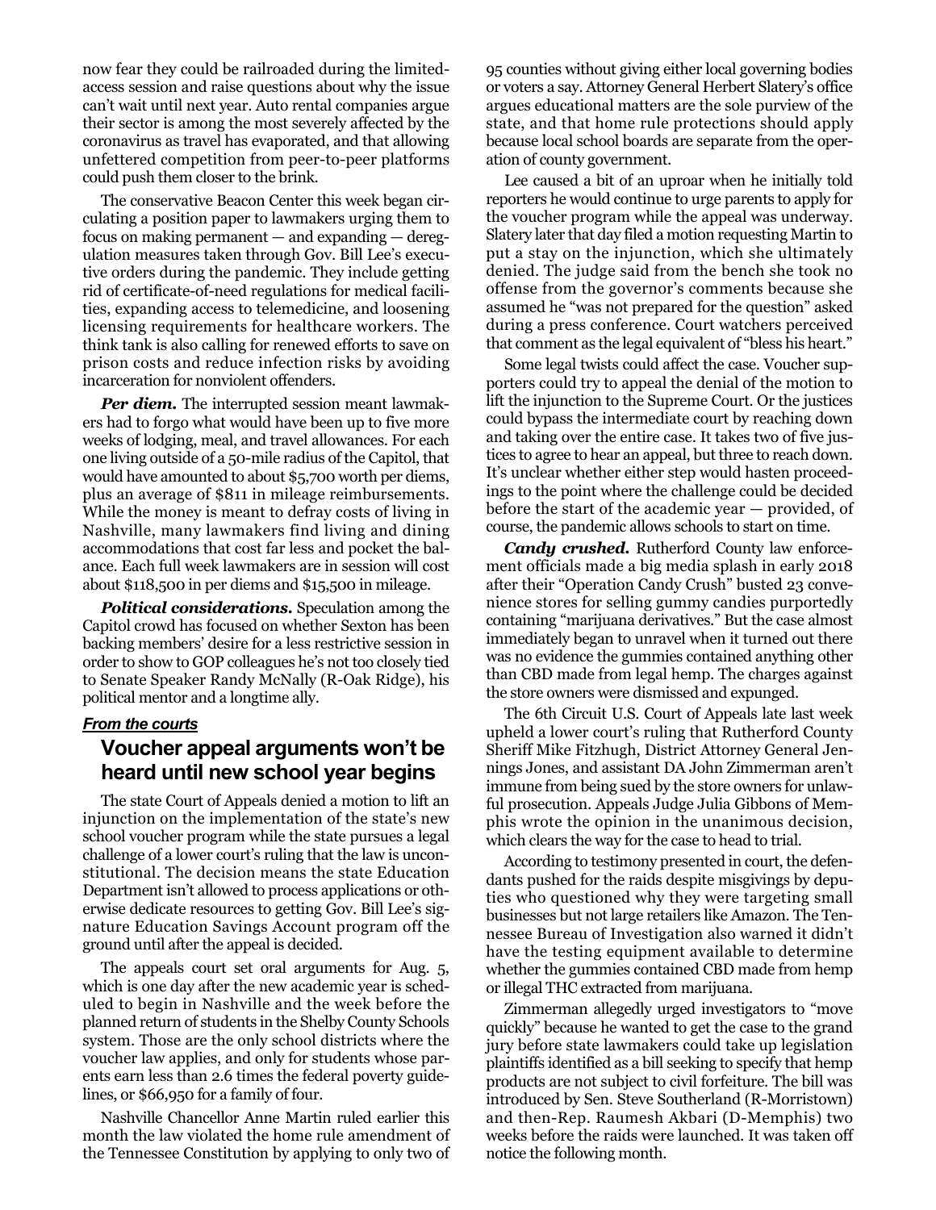now fear they could be railroaded during the limited-access session and raise questions about why the issue can't wait until next year. Auto rental companies argue their sector is among the most severely affected by the coronavirus as travel has evaporated, and that allowing unfettered competition from peer-to-peer platforms could push them closer to the brink.

The conservative Beacon Center this week began circulating a position paper to lawmakers urging them to focus on making permanent — and expanding — deregulation measures taken through Gov. Bill Lee's executive orders during the pandemic. They include getting rid of certificate-of-need regulations for medical facilities, expanding access to telemedicine, and loosening licensing requirements for healthcare workers. The think tank is also calling for renewed efforts to save on prison costs and reduce infection risks by avoiding incarceration for nonviolent offenders.

***Per diem.*** The interrupted session meant lawmakers had to forgo what would have been up to five more weeks of lodging, meal, and travel allowances. For each one living outside of a 50-mile radius of the Capitol, that would have amounted to about $5,700 worth per diems, plus an average of $811 in mileage reimbursements. While the money is meant to defray costs of living in Nashville, many lawmakers find living and dining accommodations that cost far less and pocket the balance. Each full week lawmakers are in session will cost about $118,500 in per diems and $15,500 in mileage.

***Political considerations.*** Speculation among the Capitol crowd has focused on whether Sexton has been backing members' desire for a less restrictive session in order to show to GOP colleagues he's not too closely tied to Senate Speaker Randy McNally (R-Oak Ridge), his political mentor and a longtime ally.

***From the courts***

## Voucher appeal arguments won't be heard until new school year begins

The state Court of Appeals denied a motion to lift an injunction on the implementation of the state's new school voucher program while the state pursues a legal challenge of a lower court's ruling that the law is unconstitutional. The decision means the state Education Department isn't allowed to process applications or otherwise dedicate resources to getting Gov. Bill Lee's signature Education Savings Account program off the ground until after the appeal is decided.

The appeals court set oral arguments for Aug. 5, which is one day after the new academic year is scheduled to begin in Nashville and the week before the planned return of students in the Shelby County Schools system. Those are the only school districts where the voucher law applies, and only for students whose parents earn less than 2.6 times the federal poverty guidelines, or $66,950 for a family of four.

Nashville Chancellor Anne Martin ruled earlier this month the law violated the home rule amendment of the Tennessee Constitution by applying to only two of 95 counties without giving either local governing bodies or voters a say. Attorney General Herbert Slatery's office argues educational matters are the sole purview of the state, and that home rule protections should apply because local school boards are separate from the operation of county government.

Lee caused a bit of an uproar when he initially told reporters he would continue to urge parents to apply for the voucher program while the appeal was underway. Slatery later that day filed a motion requesting Martin to put a stay on the injunction, which she ultimately denied. The judge said from the bench she took no offense from the governor's comments because she assumed he "was not prepared for the question" asked during a press conference. Court watchers perceived that comment as the legal equivalent of "bless his heart."

Some legal twists could affect the case. Voucher supporters could try to appeal the denial of the motion to lift the injunction to the Supreme Court. Or the justices could bypass the intermediate court by reaching down and taking over the entire case. It takes two of five justices to agree to hear an appeal, but three to reach down. It's unclear whether either step would hasten proceedings to the point where the challenge could be decided before the start of the academic year — provided, of course, the pandemic allows schools to start on time.

***Candy crushed.*** Rutherford County law enforcement officials made a big media splash in early 2018 after their "Operation Candy Crush" busted 23 convenience stores for selling gummy candies purportedly containing "marijuana derivatives." But the case almost immediately began to unravel when it turned out there was no evidence the gummies contained anything other than CBD made from legal hemp. The charges against the store owners were dismissed and expunged.

The 6th Circuit U.S. Court of Appeals late last week upheld a lower court's ruling that Rutherford County Sheriff Mike Fitzhugh, District Attorney General Jennings Jones, and assistant DA John Zimmerman aren't immune from being sued by the store owners for unlawful prosecution. Appeals Judge Julia Gibbons of Memphis wrote the opinion in the unanimous decision, which clears the way for the case to head to trial.

According to testimony presented in court, the defendants pushed for the raids despite misgivings by deputies who questioned why they were targeting small businesses but not large retailers like Amazon. The Tennessee Bureau of Investigation also warned it didn't have the testing equipment available to determine whether the gummies contained CBD made from hemp or illegal THC extracted from marijuana.

Zimmerman allegedly urged investigators to "move quickly" because he wanted to get the case to the grand jury before state lawmakers could take up legislation plaintiffs identified as a bill seeking to specify that hemp products are not subject to civil forfeiture. The bill was introduced by Sen. Steve Southerland (R-Morristown) and then-Rep. Raumesh Akbari (D-Memphis) two weeks before the raids were launched. It was taken off notice the following month.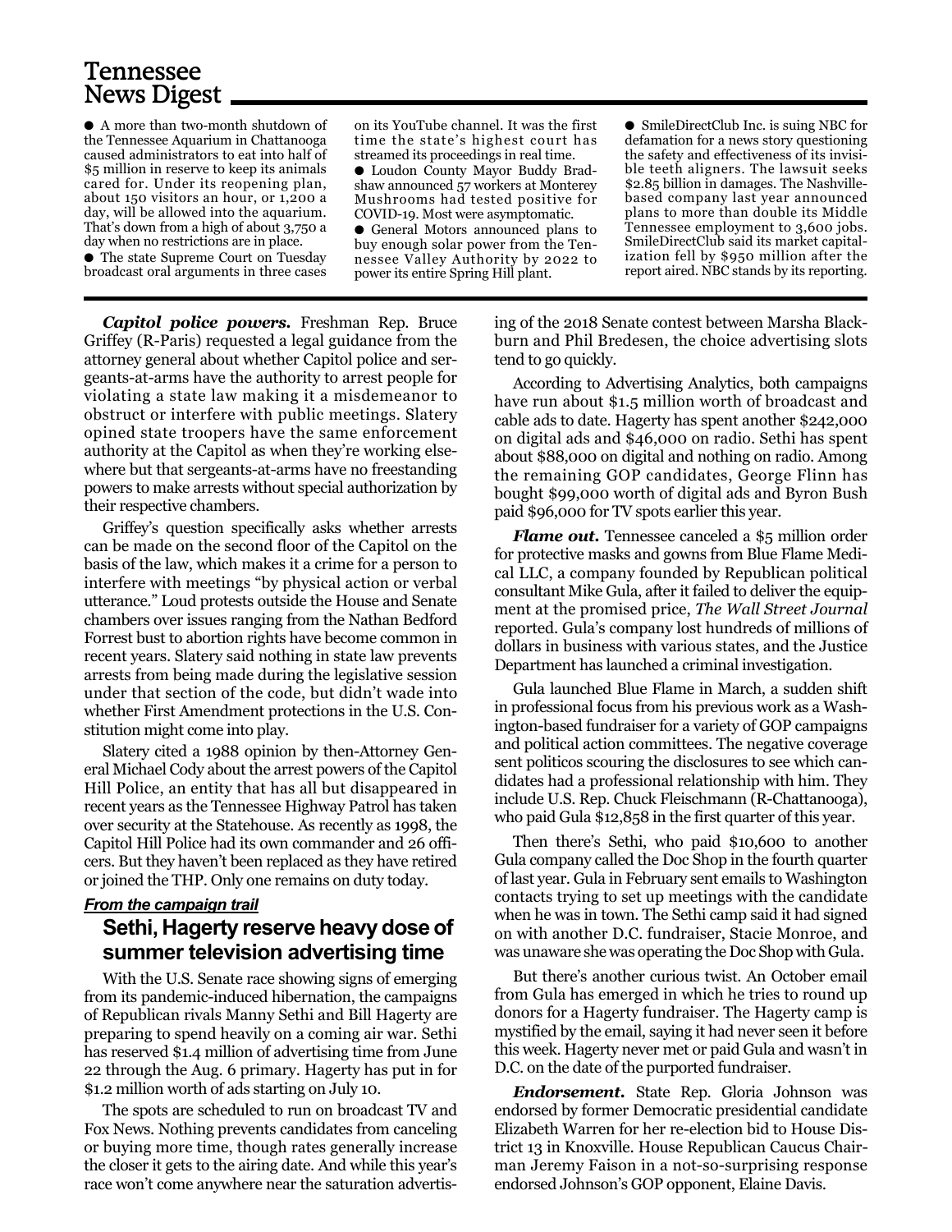## Tennessee News Digest

- A more than two-month shutdown of the Tennessee Aquarium in Chattanooga caused administrators to eat into half of $5 million in reserve to keep its animals cared for. Under its reopening plan, about 150 visitors an hour, or 1,200 a day, will be allowed into the aquarium. That's down from a high of about 3,750 a day when no restrictions are in place.
- The state Supreme Court on Tuesday broadcast oral arguments in three cases on its YouTube channel. It was the first time the state's highest court has streamed its proceedings in real time.
- Loudon County Mayor Buddy Bradshaw announced 57 workers at Monterey Mushrooms had tested positive for COVID-19. Most were asymptomatic.
- General Motors announced plans to buy enough solar power from the Tennessee Valley Authority by 2022 to power its entire Spring Hill plant.
- SmileDirectClub Inc. is suing NBC for defamation for a news story questioning the safety and effectiveness of its invisible teeth aligners. The lawsuit seeks $2.85 billion in damages. The Nashville-based company last year announced plans to more than double its Middle Tennessee employment to 3,600 jobs. SmileDirectClub said its market capitalization fell by $950 million after the report aired. NBC stands by its reporting.

***Capitol police powers.*** Freshman Rep. Bruce Griffey (R-Paris) requested a legal guidance from the attorney general about whether Capitol police and sergeants-at-arms have the authority to arrest people for violating a state law making it a misdemeanor to obstruct or interfere with public meetings. Slatery opined state troopers have the same enforcement authority at the Capitol as when they're working elsewhere but that sergeants-at-arms have no freestanding powers to make arrests without special authorization by their respective chambers.

Griffey's question specifically asks whether arrests can be made on the second floor of the Capitol on the basis of the law, which makes it a crime for a person to interfere with meetings "by physical action or verbal utterance." Loud protests outside the House and Senate chambers over issues ranging from the Nathan Bedford Forrest bust to abortion rights have become common in recent years. Slatery said nothing in state law prevents arrests from being made during the legislative session under that section of the code, but didn't wade into whether First Amendment protections in the U.S. Constitution might come into play.

Slatery cited a 1988 opinion by then-Attorney General Michael Cody about the arrest powers of the Capitol Hill Police, an entity that has all but disappeared in recent years as the Tennessee Highway Patrol has taken over security at the Statehouse. As recently as 1998, the Capitol Hill Police had its own commander and 26 officers. But they haven't been replaced as they have retired or joined the THP. Only one remains on duty today.

***From the campaign trail***

### Sethi, Hagerty reserve heavy dose of summer television advertising time

With the U.S. Senate race showing signs of emerging from its pandemic-induced hibernation, the campaigns of Republican rivals Manny Sethi and Bill Hagerty are preparing to spend heavily on a coming air war. Sethi has reserved $1.4 million of advertising time from June 22 through the Aug. 6 primary. Hagerty has put in for $1.2 million worth of ads starting on July 10.

The spots are scheduled to run on broadcast TV and Fox News. Nothing prevents candidates from canceling or buying more time, though rates generally increase the closer it gets to the airing date. And while this year's race won't come anywhere near the saturation advertising of the 2018 Senate contest between Marsha Blackburn and Phil Bredesen, the choice advertising slots tend to go quickly.

According to Advertising Analytics, both campaigns have run about $1.5 million worth of broadcast and cable ads to date. Hagerty has spent another $242,000 on digital ads and $46,000 on radio. Sethi has spent about $88,000 on digital and nothing on radio. Among the remaining GOP candidates, George Flinn has bought $99,000 worth of digital ads and Byron Bush paid $96,000 for TV spots earlier this year.

***Flame out.*** Tennessee canceled a $5 million order for protective masks and gowns from Blue Flame Medical LLC, a company founded by Republican political consultant Mike Gula, after it failed to deliver the equipment at the promised price, *The Wall Street Journal* reported. Gula's company lost hundreds of millions of dollars in business with various states, and the Justice Department has launched a criminal investigation.

Gula launched Blue Flame in March, a sudden shift in professional focus from his previous work as a Washington-based fundraiser for a variety of GOP campaigns and political action committees. The negative coverage sent politicos scouring the disclosures to see which candidates had a professional relationship with him. They include U.S. Rep. Chuck Fleischmann (R-Chattanooga), who paid Gula $12,858 in the first quarter of this year.

Then there's Sethi, who paid $10,600 to another Gula company called the Doc Shop in the fourth quarter of last year. Gula in February sent emails to Washington contacts trying to set up meetings with the candidate when he was in town. The Sethi camp said it had signed on with another D.C. fundraiser, Stacie Monroe, and was unaware she was operating the Doc Shop with Gula.

But there's another curious twist. An October email from Gula has emerged in which he tries to round up donors for a Hagerty fundraiser. The Hagerty camp is mystified by the email, saying it had never seen it before this week. Hagerty never met or paid Gula and wasn't in D.C. on the date of the purported fundraiser.

***Endorsement.*** State Rep. Gloria Johnson was endorsed by former Democratic presidential candidate Elizabeth Warren for her re-election bid to House District 13 in Knoxville. House Republican Caucus Chairman Jeremy Faison in a not-so-surprising response endorsed Johnson's GOP opponent, Elaine Davis.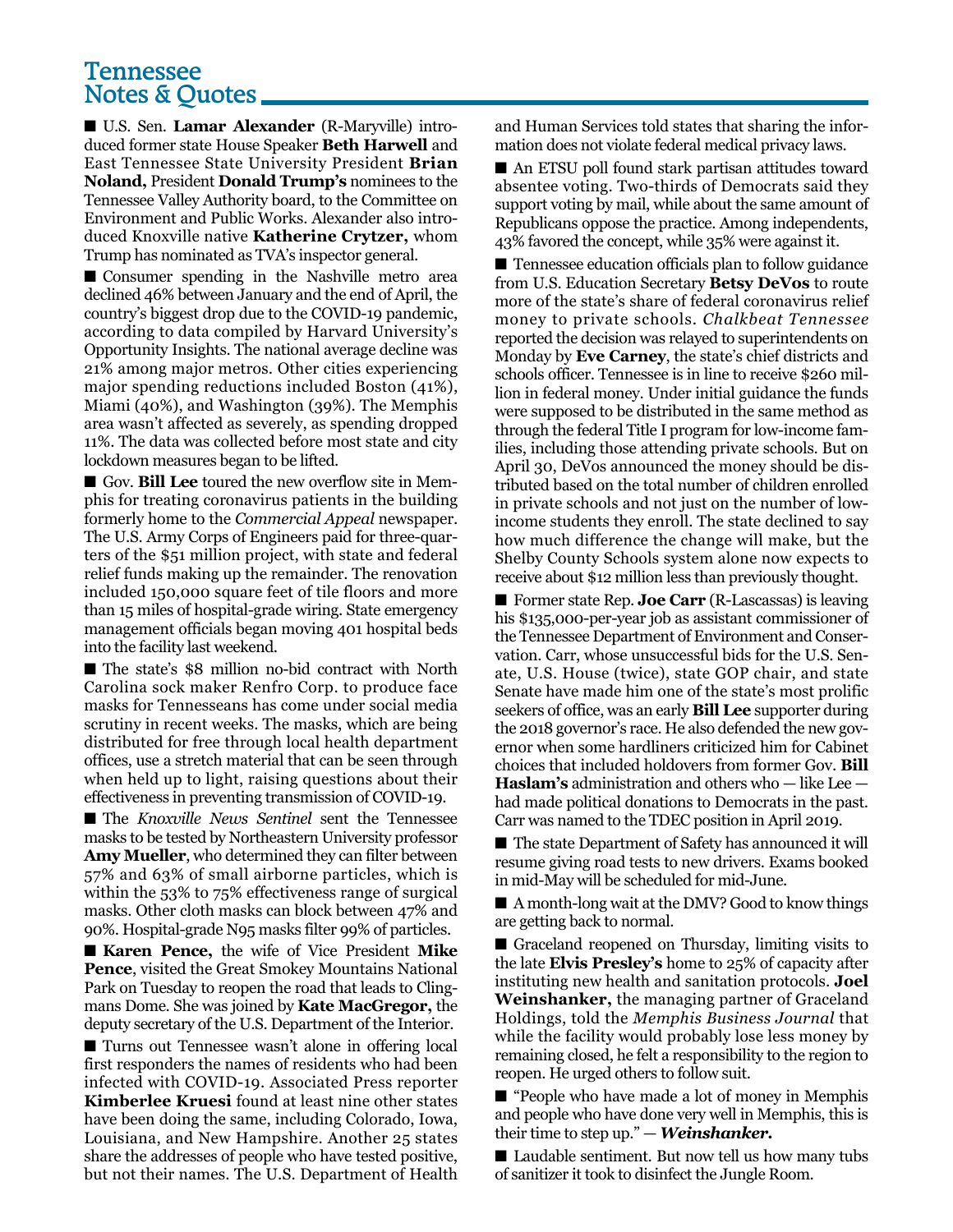# Tennessee Notes & Quotes

■ U.S. Sen. **Lamar Alexander** (R-Maryville) introduced former state House Speaker **Beth Harwell** and East Tennessee State University President **Brian Noland,** President **Donald Trump's** nominees to the Tennessee Valley Authority board, to the Committee on Environment and Public Works. Alexander also introduced Knoxville native **Katherine Crytzer,** whom Trump has nominated as TVA's inspector general.

■ Consumer spending in the Nashville metro area declined 46% between January and the end of April, the country's biggest drop due to the COVID-19 pandemic, according to data compiled by Harvard University's Opportunity Insights. The national average decline was 21% among major metros. Other cities experiencing major spending reductions included Boston (41%), Miami (40%), and Washington (39%). The Memphis area wasn't affected as severely, as spending dropped 11%. The data was collected before most state and city lockdown measures began to be lifted.

■ Gov. **Bill Lee** toured the new overflow site in Memphis for treating coronavirus patients in the building formerly home to the *Commercial Appeal* newspaper. The U.S. Army Corps of Engineers paid for three-quarters of the $51 million project, with state and federal relief funds making up the remainder. The renovation included 150,000 square feet of tile floors and more than 15 miles of hospital-grade wiring. State emergency management officials began moving 401 hospital beds into the facility last weekend.

■ The state's $8 million no-bid contract with North Carolina sock maker Renfro Corp. to produce face masks for Tennesseans has come under social media scrutiny in recent weeks. The masks, which are being distributed for free through local health department offices, use a stretch material that can be seen through when held up to light, raising questions about their effectiveness in preventing transmission of COVID-19.

■ The *Knoxville News Sentinel* sent the Tennessee masks to be tested by Northeastern University professor **Amy Mueller**, who determined they can filter between 57% and 63% of small airborne particles, which is within the 53% to 75% effectiveness range of surgical masks. Other cloth masks can block between 47% and 90%. Hospital-grade N95 masks filter 99% of particles.

■ **Karen Pence,** the wife of Vice President **Mike Pence**, visited the Great Smokey Mountains National Park on Tuesday to reopen the road that leads to Clingmans Dome. She was joined by **Kate MacGregor,** the deputy secretary of the U.S. Department of the Interior.

■ Turns out Tennessee wasn't alone in offering local first responders the names of residents who had been infected with COVID-19. Associated Press reporter **Kimberlee Kruesi** found at least nine other states have been doing the same, including Colorado, Iowa, Louisiana, and New Hampshire. Another 25 states share the addresses of people who have tested positive, but not their names. The U.S. Department of Health and Human Services told states that sharing the information does not violate federal medical privacy laws.

■ An ETSU poll found stark partisan attitudes toward absentee voting. Two-thirds of Democrats said they support voting by mail, while about the same amount of Republicans oppose the practice. Among independents, 43% favored the concept, while 35% were against it.

■ Tennessee education officials plan to follow guidance from U.S. Education Secretary **Betsy DeVos** to route more of the state's share of federal coronavirus relief money to private schools. *Chalkbeat Tennessee* reported the decision was relayed to superintendents on Monday by **Eve Carney**, the state's chief districts and schools officer. Tennessee is in line to receive $260 million in federal money. Under initial guidance the funds were supposed to be distributed in the same method as through the federal Title I program for low-income families, including those attending private schools. But on April 30, DeVos announced the money should be distributed based on the total number of children enrolled in private schools and not just on the number of low-income students they enroll. The state declined to say how much difference the change will make, but the Shelby County Schools system alone now expects to receive about $12 million less than previously thought.

■ Former state Rep. **Joe Carr** (R-Lascassas) is leaving his $135,000-per-year job as assistant commissioner of the Tennessee Department of Environment and Conservation. Carr, whose unsuccessful bids for the U.S. Senate, U.S. House (twice), state GOP chair, and state Senate have made him one of the state's most prolific seekers of office, was an early **Bill Lee** supporter during the 2018 governor's race. He also defended the new governor when some hardliners criticized him for Cabinet choices that included holdovers from former Gov. **Bill Haslam's** administration and others who — like Lee — had made political donations to Democrats in the past. Carr was named to the TDEC position in April 2019.

■ The state Department of Safety has announced it will resume giving road tests to new drivers. Exams booked in mid-May will be scheduled for mid-June.

■ A month-long wait at the DMV? Good to know things are getting back to normal.

■ Graceland reopened on Thursday, limiting visits to the late **Elvis Presley's** home to 25% of capacity after instituting new health and sanitation protocols. **Joel Weinshanker,** the managing partner of Graceland Holdings, told the *Memphis Business Journal* that while the facility would probably lose less money by remaining closed, he felt a responsibility to the region to reopen. He urged others to follow suit.

■ "People who have made a lot of money in Memphis and people who have done very well in Memphis, this is their time to step up." — ***Weinshanker.***

■ Laudable sentiment. But now tell us how many tubs of sanitizer it took to disinfect the Jungle Room.